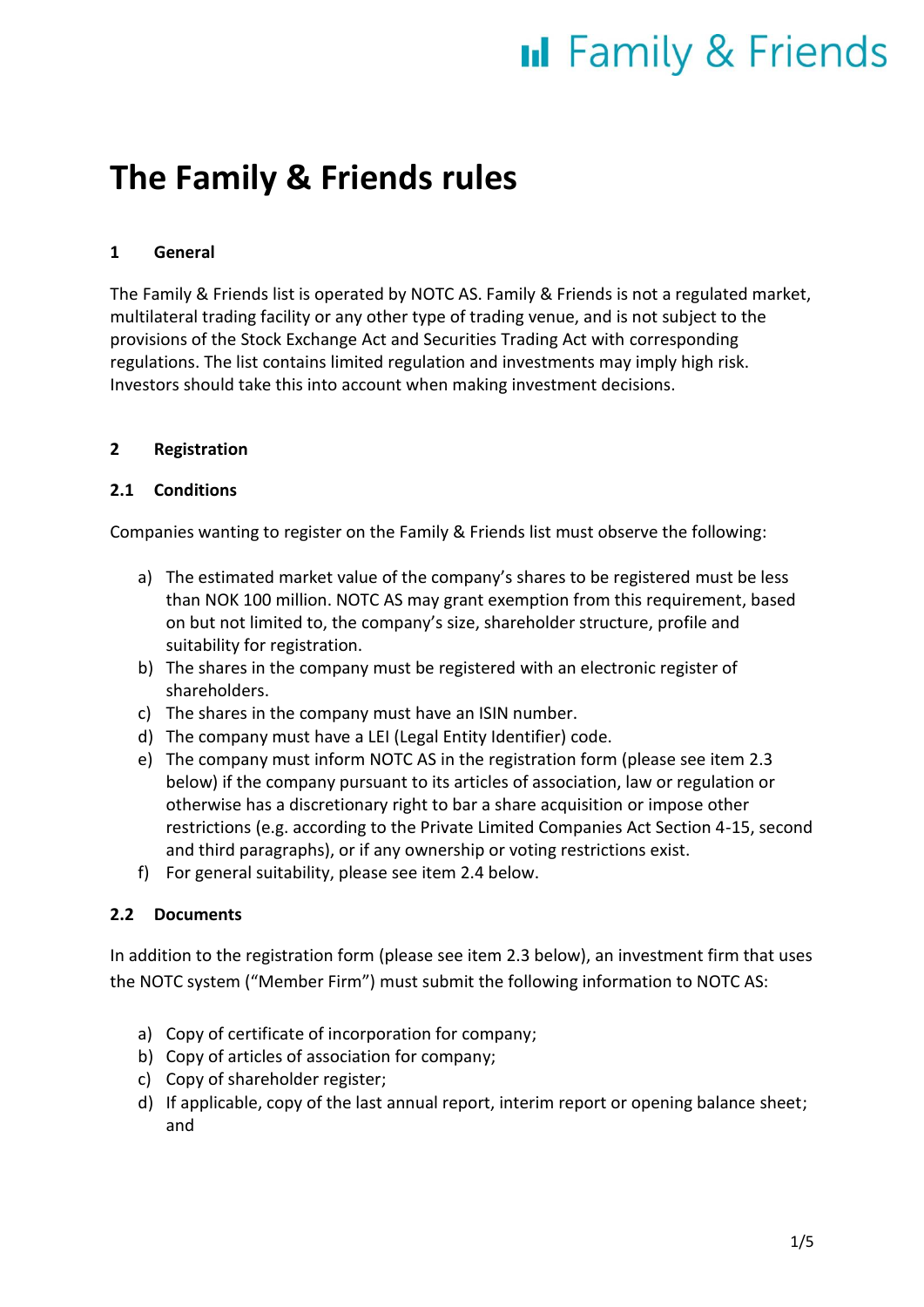# The Family & Friends rules

## 1 General

The Family & Friends list is operated by NOTC AS. Family & Friends is not a regulated market, multilateral trading facility or any other type of trading venue, and is not subject to the provisions of the Stock Exchange Act and Securities Trading Act with corresponding regulations. The list contains limited regulation and investments may imply high risk. Investors should take this into account when making investment decisions.

## 2 Registration

### 2.1 Conditions

Companies wanting to register on the Family & Friends list must observe the following:

a) The estimated market value of the company's shares to be registered must be less than NOK 100 million. NOTC AS may grant exemption from this requirement, based on but not limited to, the company's size, shareholder structure, profile and suitability for registration.
b) The shares in the company must be registered with an electronic register of shareholders.
c) The shares in the company must have an ISIN number.
d) The company must have a LEI (Legal Entity Identifier) code.
e) The company must inform NOTC AS in the registration form (please see item 2.3 below) if the company pursuant to its articles of association, law or regulation or otherwise has a discretionary right to bar a share acquisition or impose other restrictions (e.g. according to the Private Limited Companies Act Section 4-15, second and third paragraphs), or if any ownership or voting restrictions exist.
f) For general suitability, please see item 2.4 below.

### 2.2 Documents

In addition to the registration form (please see item 2.3 below), an investment firm that uses the NOTC system ("Member Firm") must submit the following information to NOTC AS:

a) Copy of certificate of incorporation for company;
b) Copy of articles of association for company;
c) Copy of shareholder register;
d) If applicable, copy of the last annual report, interim report or opening balance sheet; and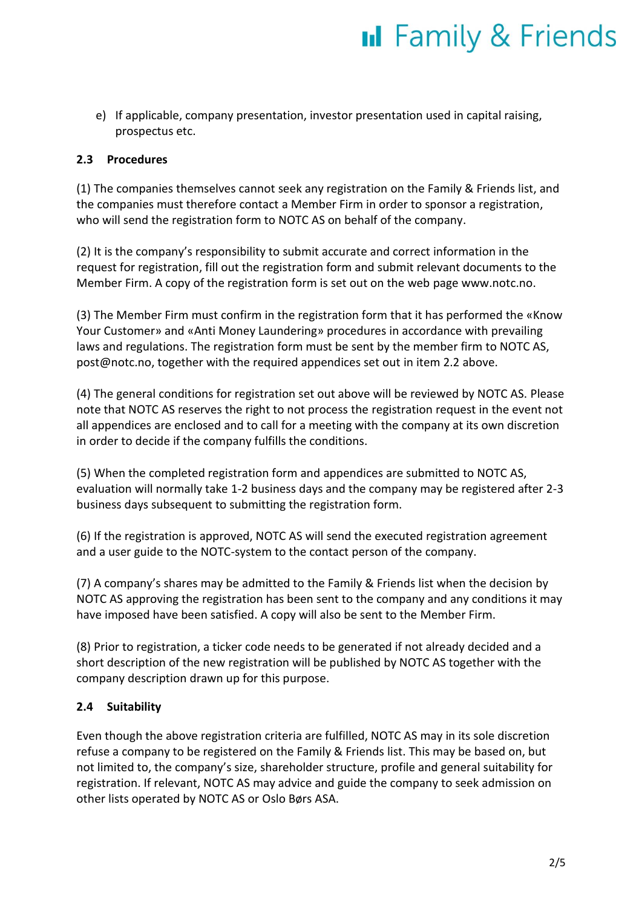e) If applicable, company presentation, investor presentation used in capital raising, prospectus etc.

### 2.3 Procedures

(1) The companies themselves cannot seek any registration on the Family & Friends list, and the companies must therefore contact a Member Firm in order to sponsor a registration, who will send the registration form to NOTC AS on behalf of the company.

(2) It is the company's responsibility to submit accurate and correct information in the request for registration, fill out the registration form and submit relevant documents to the Member Firm. A copy of the registration form is set out on the web page www.notc.no.

(3) The Member Firm must confirm in the registration form that it has performed the «Know Your Customer» and «Anti Money Laundering» procedures in accordance with prevailing laws and regulations. The registration form must be sent by the member firm to NOTC AS, post@notc.no, together with the required appendices set out in item 2.2 above.

(4) The general conditions for registration set out above will be reviewed by NOTC AS. Please note that NOTC AS reserves the right to not process the registration request in the event not all appendices are enclosed and to call for a meeting with the company at its own discretion in order to decide if the company fulfills the conditions.

(5) When the completed registration form and appendices are submitted to NOTC AS, evaluation will normally take 1-2 business days and the company may be registered after 2-3 business days subsequent to submitting the registration form.

(6) If the registration is approved, NOTC AS will send the executed registration agreement and a user guide to the NOTC-system to the contact person of the company.

(7) A company's shares may be admitted to the Family & Friends list when the decision by NOTC AS approving the registration has been sent to the company and any conditions it may have imposed have been satisfied. A copy will also be sent to the Member Firm.

(8) Prior to registration, a ticker code needs to be generated if not already decided and a short description of the new registration will be published by NOTC AS together with the company description drawn up for this purpose.

### 2.4 Suitability

Even though the above registration criteria are fulfilled, NOTC AS may in its sole discretion refuse a company to be registered on the Family & Friends list. This may be based on, but not limited to, the company's size, shareholder structure, profile and general suitability for registration. If relevant, NOTC AS may advice and guide the company to seek admission on other lists operated by NOTC AS or Oslo Børs ASA.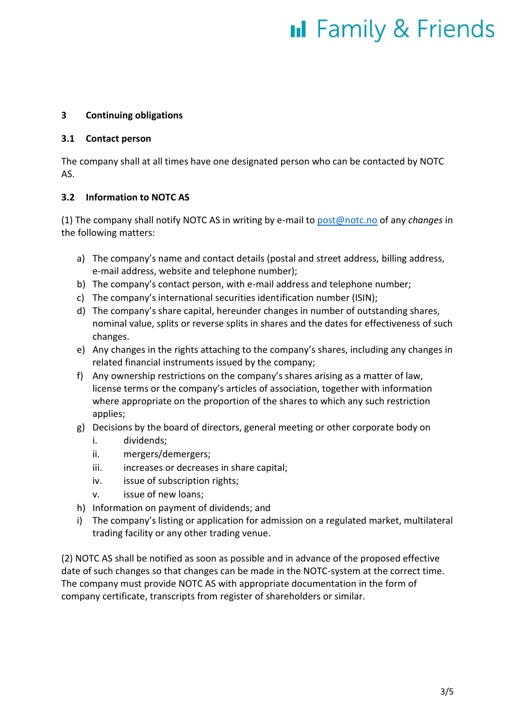## 3 Continuing obligations

### 3.1 Contact person

The company shall at all times have one designated person who can be contacted by NOTC AS.

### 3.2 Information to NOTC AS

(1) The company shall notify NOTC AS in writing by e-mail to post@notc.no of any *changes* in the following matters:

a) The company's name and contact details (postal and street address, billing address, e-mail address, website and telephone number);
b) The company's contact person, with e-mail address and telephone number;
c) The company's international securities identification number (ISIN);
d) The company's share capital, hereunder changes in number of outstanding shares, nominal value, splits or reverse splits in shares and the dates for effectiveness of such changes.
e) Any changes in the rights attaching to the company's shares, including any changes in related financial instruments issued by the company;
f) Any ownership restrictions on the company's shares arising as a matter of law, license terms or the company's articles of association, together with information where appropriate on the proportion of the shares to which any such restriction applies;
g) Decisions by the board of directors, general meeting or other corporate body on
    i. dividends;
    ii. mergers/demergers;
    iii. increases or decreases in share capital;
    iv. issue of subscription rights;
    v. issue of new loans;
h) Information on payment of dividends; and
i) The company's listing or application for admission on a regulated market, multilateral trading facility or any other trading venue.

(2) NOTC AS shall be notified as soon as possible and in advance of the proposed effective date of such changes so that changes can be made in the NOTC-system at the correct time. The company must provide NOTC AS with appropriate documentation in the form of company certificate, transcripts from register of shareholders or similar.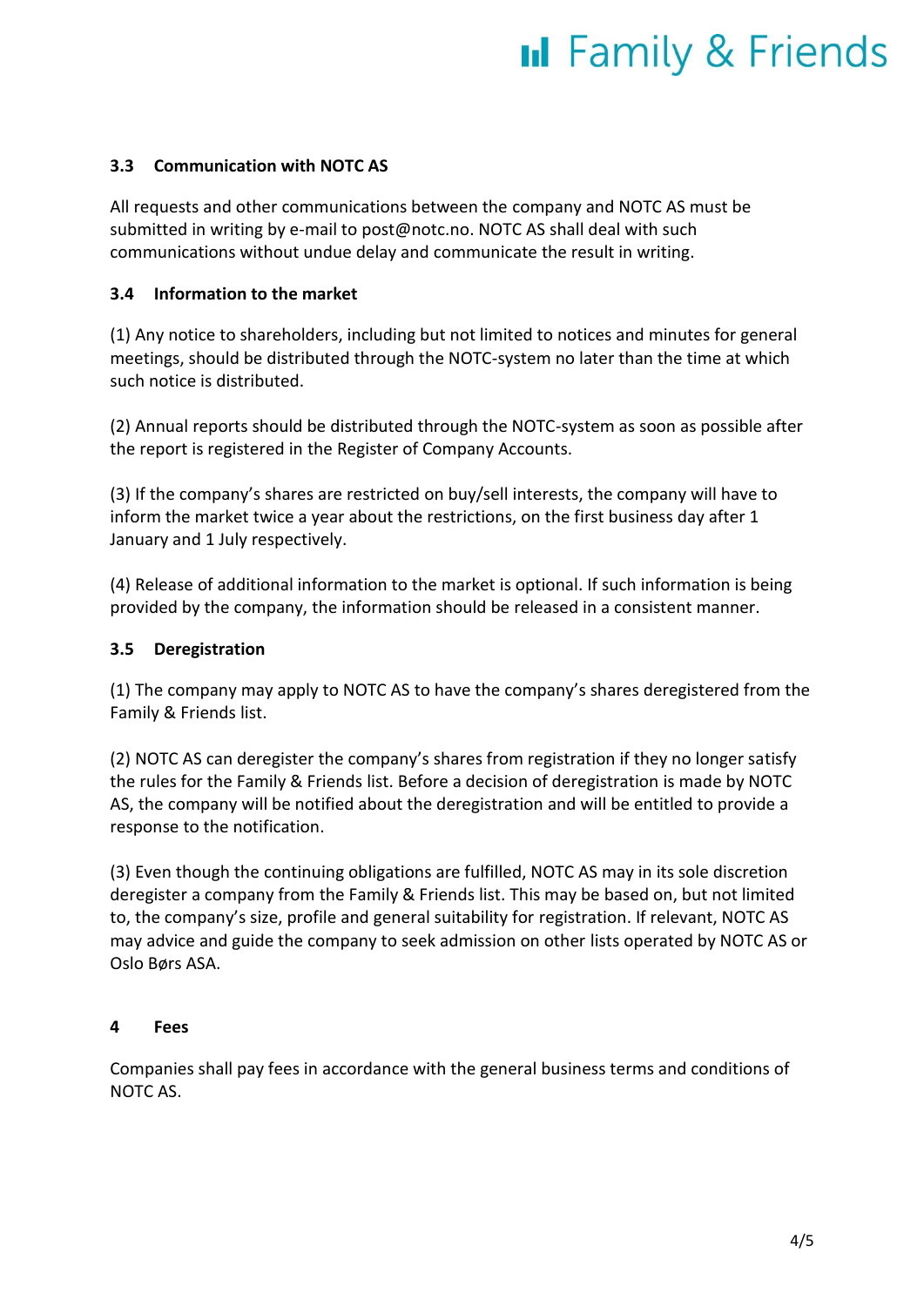### 3.3 Communication with NOTC AS

All requests and other communications between the company and NOTC AS must be submitted in writing by e-mail to post@notc.no. NOTC AS shall deal with such communications without undue delay and communicate the result in writing.

### 3.4 Information to the market

(1) Any notice to shareholders, including but not limited to notices and minutes for general meetings, should be distributed through the NOTC-system no later than the time at which such notice is distributed.

(2) Annual reports should be distributed through the NOTC-system as soon as possible after the report is registered in the Register of Company Accounts.

(3) If the company's shares are restricted on buy/sell interests, the company will have to inform the market twice a year about the restrictions, on the first business day after 1 January and 1 July respectively.

(4) Release of additional information to the market is optional. If such information is being provided by the company, the information should be released in a consistent manner.

### 3.5 Deregistration

(1) The company may apply to NOTC AS to have the company's shares deregistered from the Family & Friends list.

(2) NOTC AS can deregister the company's shares from registration if they no longer satisfy the rules for the Family & Friends list. Before a decision of deregistration is made by NOTC AS, the company will be notified about the deregistration and will be entitled to provide a response to the notification.

(3) Even though the continuing obligations are fulfilled, NOTC AS may in its sole discretion deregister a company from the Family & Friends list. This may be based on, but not limited to, the company's size, profile and general suitability for registration. If relevant, NOTC AS may advice and guide the company to seek admission on other lists operated by NOTC AS or Oslo Børs ASA.

## 4 Fees

Companies shall pay fees in accordance with the general business terms and conditions of NOTC AS.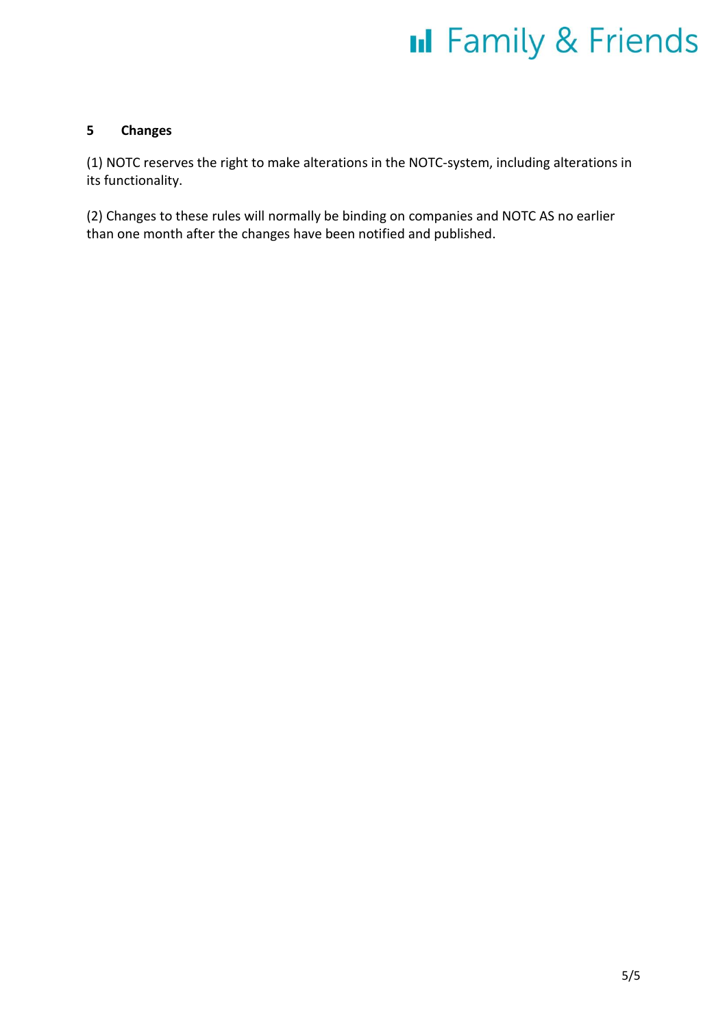## 5 Changes

(1) NOTC reserves the right to make alterations in the NOTC-system, including alterations in its functionality.

(2) Changes to these rules will normally be binding on companies and NOTC AS no earlier than one month after the changes have been notified and published.